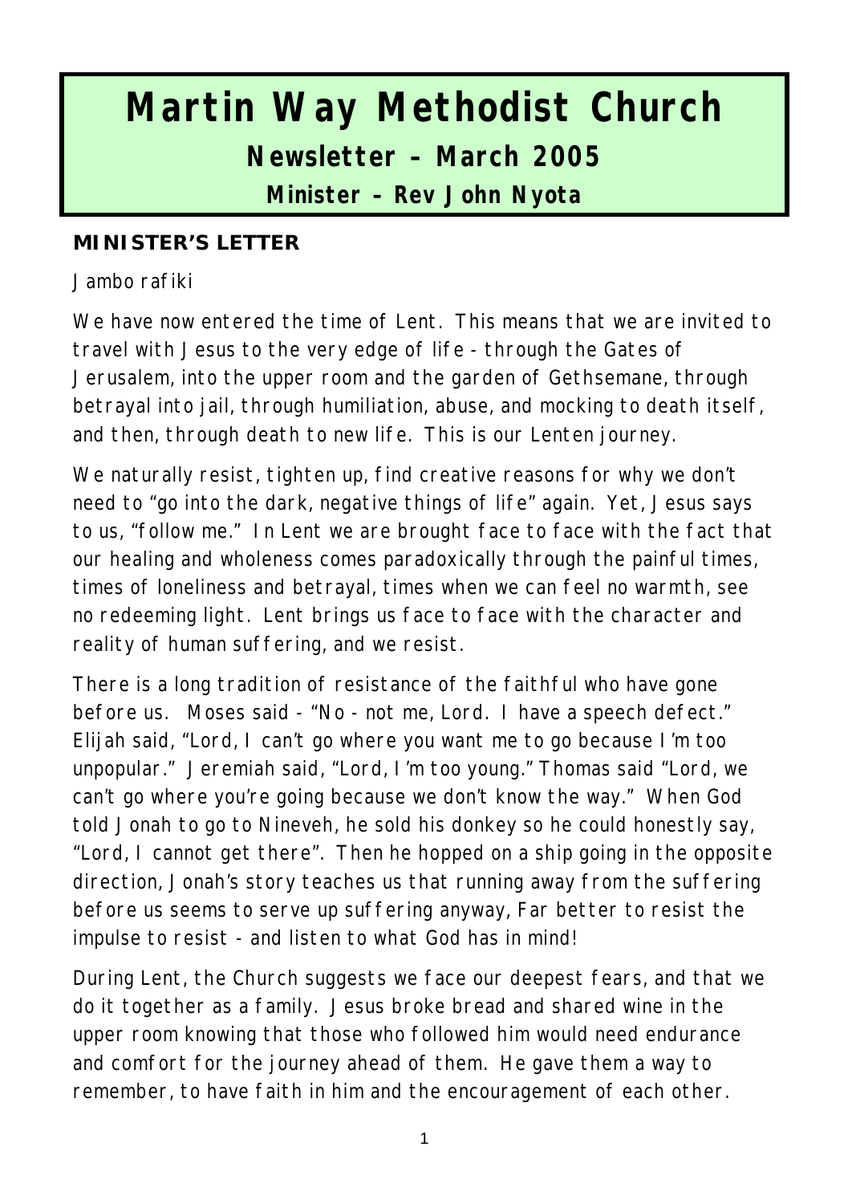# Martin Way Methodist Church

## Newsletter – March 2005

### Minister – Rev John Nyota

**MINISTER'S LETTER**

Jambo rafiki

We have now entered the time of Lent. This means that we are invited to travel with Jesus to the very edge of life - through the Gates of Jerusalem, into the upper room and the garden of Gethsemane, through betrayal into jail, through humiliation, abuse, and mocking to death itself, and then, through death to new life. This is our Lenten journey.

We naturally resist, tighten up, find creative reasons for why we don't need to "go into the dark, negative things of life" again. Yet, Jesus says to us, "follow me." In Lent we are brought face to face with the fact that our healing and wholeness comes paradoxically through the painful times, times of loneliness and betrayal, times when we can feel no warmth, see no redeeming light. Lent brings us face to face with the character and reality of human suffering, and we resist.

There is a long tradition of resistance of the faithful who have gone before us. Moses said - "No - not me, Lord. I have a speech defect." Elijah said, "Lord, I can't go where you want me to go because I'm too unpopular." Jeremiah said, "Lord, I'm too young." Thomas said "Lord, we can't go where you're going because we don't know the way." When God told Jonah to go to Nineveh, he sold his donkey so he could honestly say, "Lord, I cannot get there". Then he hopped on a ship going in the opposite direction, Jonah's story teaches us that running away from the suffering before us seems to serve up suffering anyway, Far better to resist the impulse to resist - and listen to what God has in mind!

During Lent, the Church suggests we face our deepest fears, and that we do it together as a family. Jesus broke bread and shared wine in the upper room knowing that those who followed him would need endurance and comfort for the journey ahead of them. He gave them a way to remember, to have faith in him and the encouragement of each other.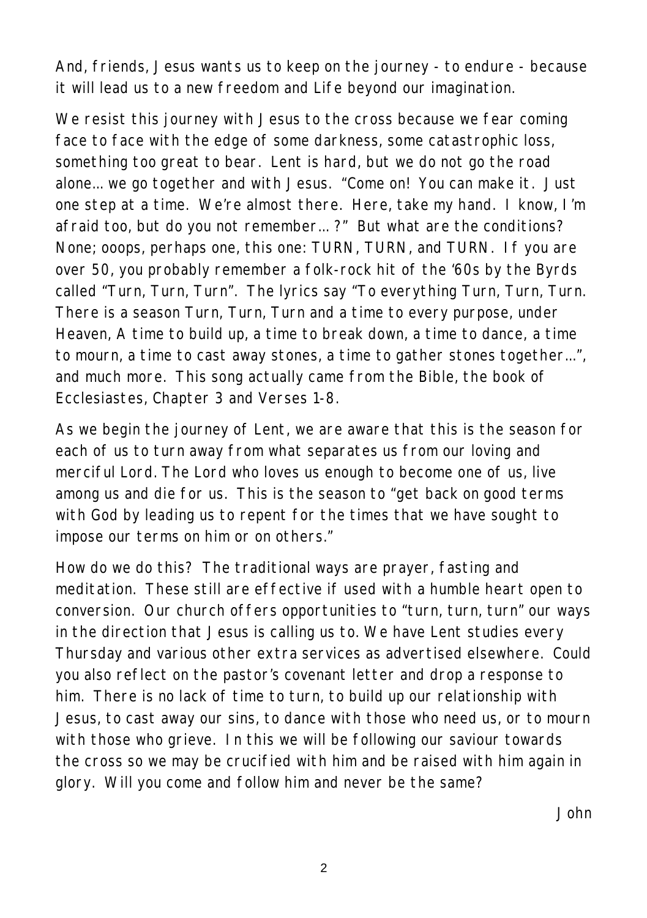And, friends, Jesus wants us to keep on the journey - to endure - because it will lead us to a new freedom and Life beyond our imagination.

We resist this journey with Jesus to the cross because we fear coming face to face with the edge of some darkness, some catastrophic loss, something too great to bear. Lent is hard, but we do not go the road alone… we go together and with Jesus. "Come on! You can make it. Just one step at a time. We're almost there. Here, take my hand. I know, I'm afraid too, but do you not remember… ?" But what are the conditions? None; ooops, perhaps one, this one: TURN, TURN, and TURN. If you are over 50, you probably remember a folk-rock hit of the '60s by the Byrds called "Turn, Turn, Turn". The lyrics say "To everything Turn, Turn, Turn. There is a season Turn, Turn, Turn and a time to every purpose, under Heaven, A time to build up, a time to break down, a time to dance, a time to mourn, a time to cast away stones, a time to gather stones together…", and much more. This song actually came from the Bible, the book of Ecclesiastes, Chapter 3 and Verses 1-8.

As we begin the journey of Lent, we are aware that this is the season for each of us to turn away from what separates us from our loving and merciful Lord. The Lord who loves us enough to become one of us, live among us and die for us. This is the season to "get back on good terms with God by leading us to repent for the times that we have sought to impose our terms on him or on others."

How do we do this? The traditional ways are prayer, fasting and meditation. These still are effective if used with a humble heart open to conversion. Our church offers opportunities to "turn, turn, turn" our ways in the direction that Jesus is calling us to. We have Lent studies every Thursday and various other extra services as advertised elsewhere. Could you also reflect on the pastor's covenant letter and drop a response to him. There is no lack of time to turn, to build up our relationship with Jesus, to cast away our sins, to dance with those who need us, or to mourn with those who grieve. In this we will be following our saviour towards the cross so we may be crucified with him and be raised with him again in glory. Will you come and follow him and never be the same?

John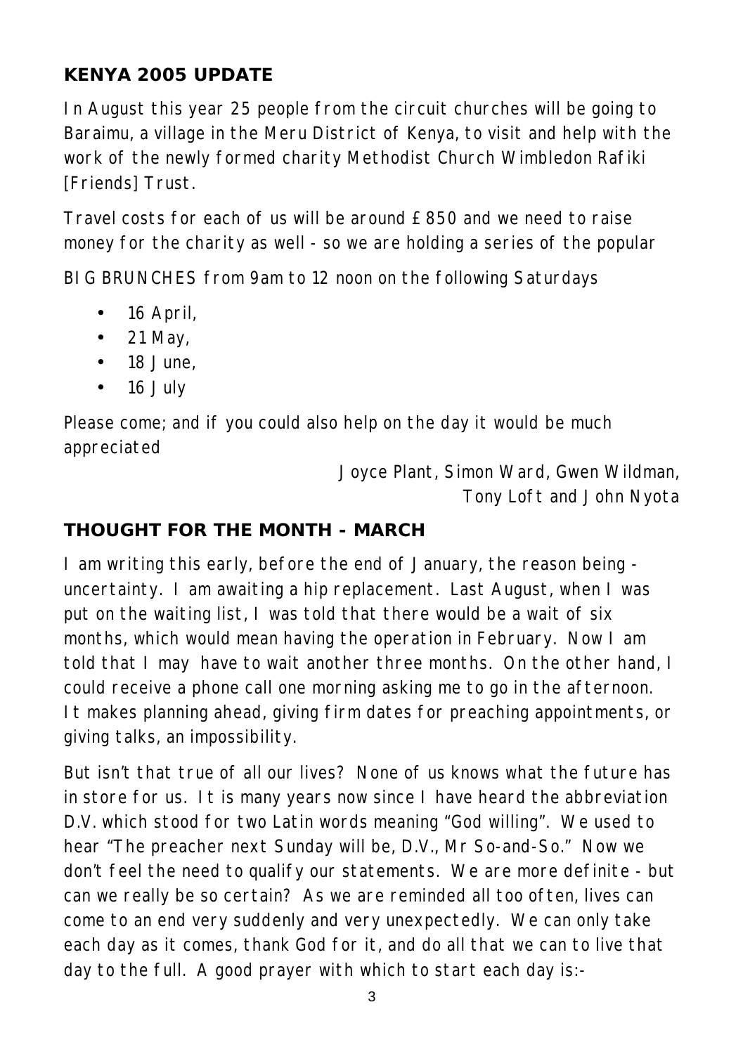## KENYA 2005 UPDATE

In August this year 25 people from the circuit churches will be going to Baraimu, a village in the Meru District of Kenya, to visit and help with the work of the newly formed charity Methodist Church Wimbledon Rafiki [Friends] Trust.

Travel costs for each of us will be around £850 and we need to raise money for the charity as well - so we are holding a series of the popular

BIG BRUNCHES from 9am to 12 noon on the following Saturdays

- 16 April,
- 21 May,
- 18 June,
- 16 July

Please come; and if you could also help on the day it would be much appreciated

Joyce Plant, Simon Ward, Gwen Wildman,
Tony Loft and John Nyota

## THOUGHT FOR THE MONTH - MARCH

I am writing this early, before the end of January, the reason being - uncertainty. I am awaiting a hip replacement. Last August, when I was put on the waiting list, I was told that there would be a wait of six months, which would mean having the operation in February. Now I am told that I may have to wait another three months. On the other hand, I could receive a phone call one morning asking me to go in the afternoon. It makes planning ahead, giving firm dates for preaching appointments, or giving talks, an impossibility.

But isn't that true of all our lives? None of us knows what the future has in store for us. It is many years now since I have heard the abbreviation D.V. which stood for two Latin words meaning "God willing". We used to hear "The preacher next Sunday will be, D.V., Mr So-and-So." Now we don't feel the need to qualify our statements. We are more definite - but can we really be so certain? As we are reminded all too often, lives can come to an end very suddenly and very unexpectedly. We can only take each day as it comes, thank God for it, and do all that we can to live that day to the full. A good prayer with which to start each day is:-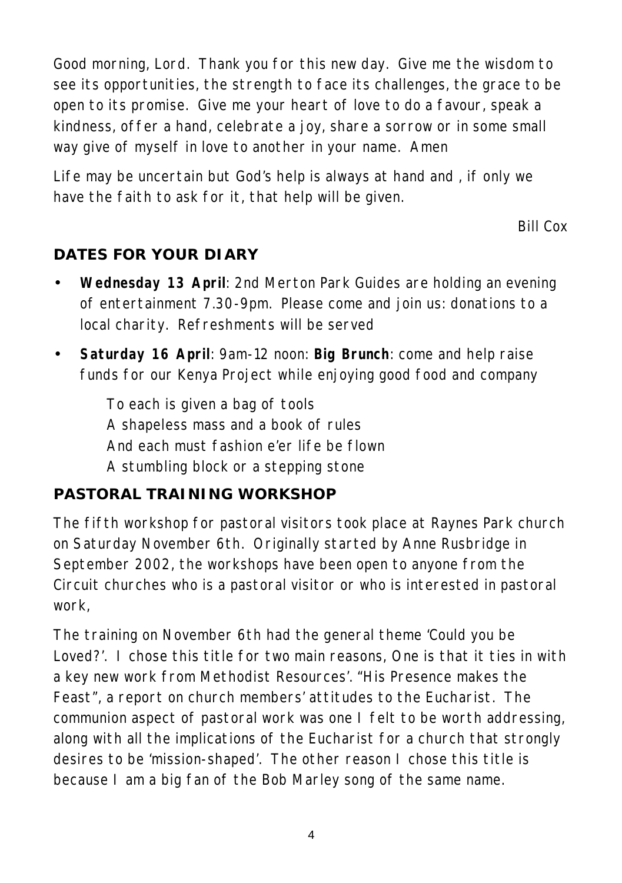Good morning, Lord. Thank you for this new day. Give me the wisdom to see its opportunities, the strength to face its challenges, the grace to be open to its promise. Give me your heart of love to do a favour, speak a kindness, offer a hand, celebrate a joy, share a sorrow or in some small way give of myself in love to another in your name. Amen

Life may be uncertain but God's help is always at hand and , if only we have the faith to ask for it, that help will be given.

Bill Cox

## DATES FOR YOUR DIARY

- **Wednesday 13 April**: 2nd Merton Park Guides are holding an evening of entertainment 7.30-9pm. Please come and join us: donations to a local charity. Refreshments will be served
- **Saturday 16 April**: 9am-12 noon: **Big Brunch**: come and help raise funds for our Kenya Project while enjoying good food and company

> To each is given a bag of tools
> A shapeless mass and a book of rules
> And each must fashion e'er life be flown
> A stumbling block or a stepping stone

## PASTORAL TRAINING WORKSHOP

The fifth workshop for pastoral visitors took place at Raynes Park church on Saturday November 6th. Originally started by Anne Rusbridge in September 2002, the workshops have been open to anyone from the Circuit churches who is a pastoral visitor or who is interested in pastoral work,

The training on November 6th had the general theme 'Could you be Loved?'. I chose this title for two main reasons, One is that it ties in with a key new work from Methodist Resources'. "His Presence makes the Feast", a report on church members' attitudes to the Eucharist. The communion aspect of pastoral work was one I felt to be worth addressing, along with all the implications of the Eucharist for a church that strongly desires to be 'mission-shaped'. The other reason I chose this title is because I am a big fan of the Bob Marley song of the same name.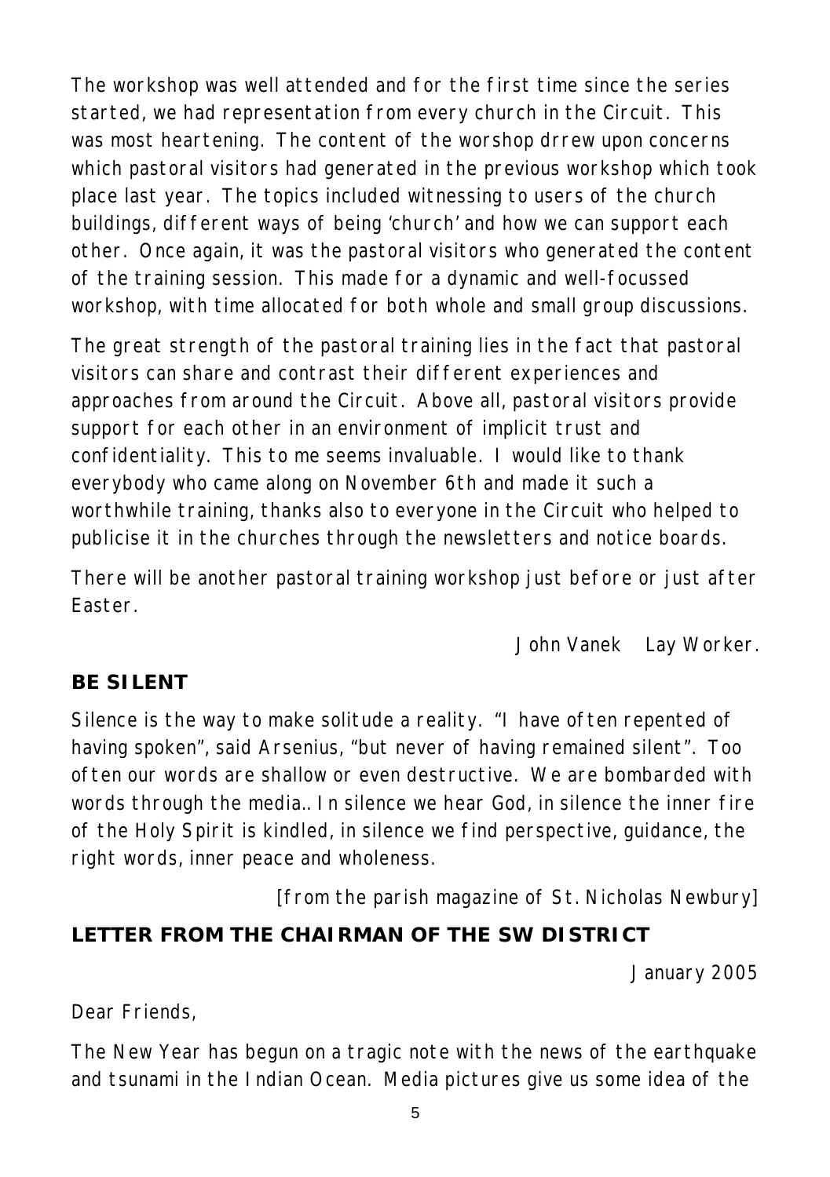The workshop was well attended and for the first time since the series started, we had representation from every church in the Circuit. This was most heartening. The content of the worshop drrew upon concerns which pastoral visitors had generated in the previous workshop which took place last year. The topics included witnessing to users of the church buildings, different ways of being 'church' and how we can support each other. Once again, it was the pastoral visitors who generated the content of the training session. This made for a dynamic and well-focussed workshop, with time allocated for both whole and small group discussions.

The great strength of the pastoral training lies in the fact that pastoral visitors can share and contrast their different experiences and approaches from around the Circuit. Above all, pastoral visitors provide support for each other in an environment of implicit trust and confidentiality. This to me seems invaluable. I would like to thank everybody who came along on November 6th and made it such a worthwhile training, thanks also to everyone in the Circuit who helped to publicise it in the churches through the newsletters and notice boards.

There will be another pastoral training workshop just before or just after Easter.

John Vanek   Lay Worker.

**BE SILENT**

Silence is the way to make solitude a reality. "I have often repented of having spoken", said Arsenius, "but never of having remained silent". Too often our words are shallow or even destructive. We are bombarded with words through the media.. In silence we hear God, in silence the inner fire of the Holy Spirit is kindled, in silence we find perspective, guidance, the right words, inner peace and wholeness.

[from the parish magazine of St. Nicholas Newbury]

**LETTER FROM THE CHAIRMAN OF THE SW DISTRICT**

January 2005

Dear Friends,

The New Year has begun on a tragic note with the news of the earthquake and tsunami in the Indian Ocean. Media pictures give us some idea of the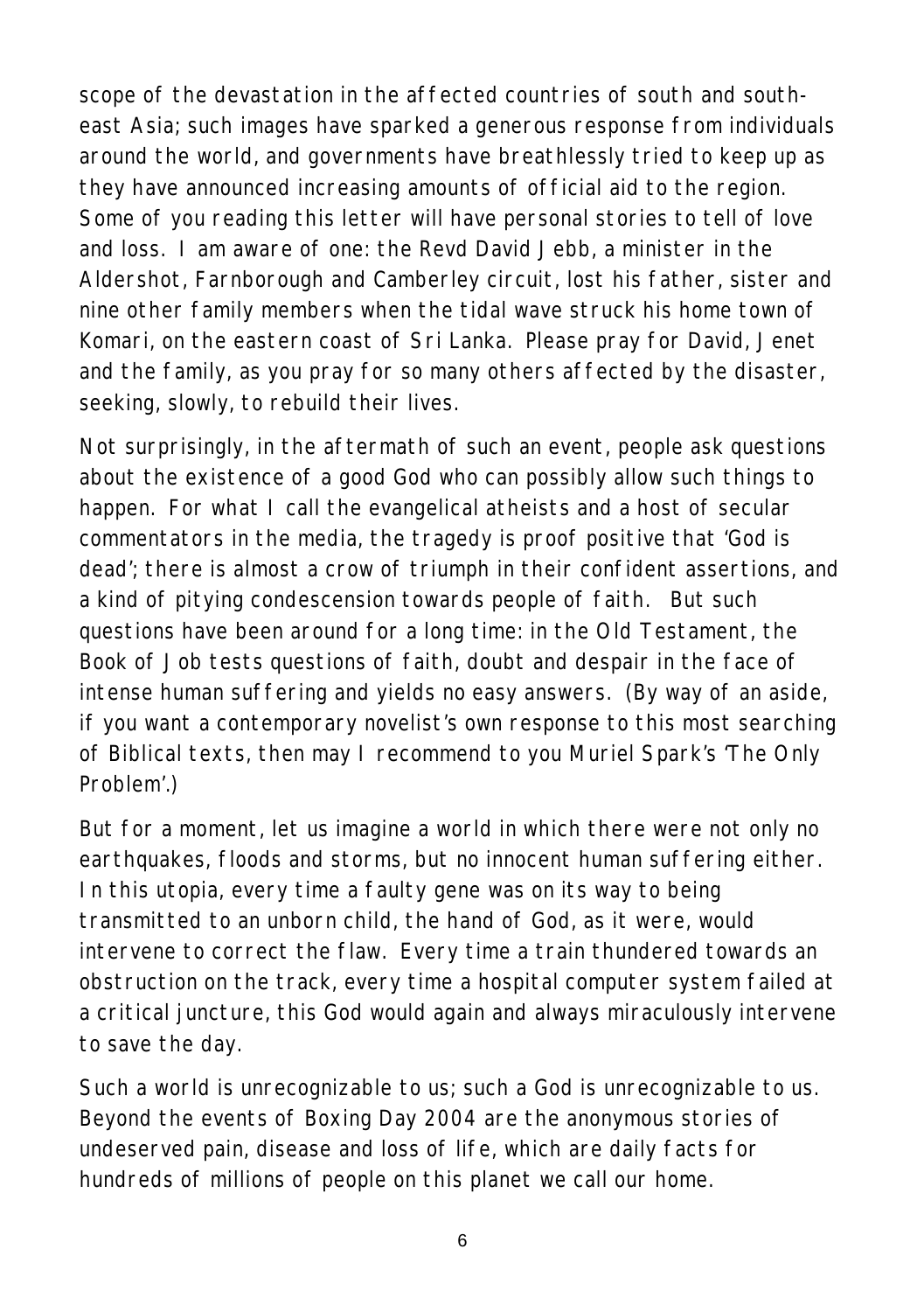scope of the devastation in the affected countries of south and south-east Asia; such images have sparked a generous response from individuals around the world, and governments have breathlessly tried to keep up as they have announced increasing amounts of official aid to the region. Some of you reading this letter will have personal stories to tell of love and loss. I am aware of one: the Revd David Jebb, a minister in the Aldershot, Farnborough and Camberley circuit, lost his father, sister and nine other family members when the tidal wave struck his home town of Komari, on the eastern coast of Sri Lanka. Please pray for David, Jenet and the family, as you pray for so many others affected by the disaster, seeking, slowly, to rebuild their lives.

Not surprisingly, in the aftermath of such an event, people ask questions about the existence of a good God who can possibly allow such things to happen. For what I call the evangelical atheists and a host of secular commentators in the media, the tragedy is proof positive that 'God is dead'; there is almost a crow of triumph in their confident assertions, and a kind of pitying condescension towards people of faith. But such questions have been around for a long time: in the Old Testament, the Book of Job tests questions of faith, doubt and despair in the face of intense human suffering and yields no easy answers. (By way of an aside, if you want a contemporary novelist's own response to this most searching of Biblical texts, then may I recommend to you Muriel Spark's 'The Only Problem'.)

But for a moment, let us imagine a world in which there were not only no earthquakes, floods and storms, but no innocent human suffering either. In this utopia, every time a faulty gene was on its way to being transmitted to an unborn child, the hand of God, as it were, would intervene to correct the flaw. Every time a train thundered towards an obstruction on the track, every time a hospital computer system failed at a critical juncture, this God would again and always miraculously intervene to save the day.

Such a world is unrecognizable to us; such a God is unrecognizable to us. Beyond the events of Boxing Day 2004 are the anonymous stories of undeserved pain, disease and loss of life, which are daily facts for hundreds of millions of people on this planet we call our home.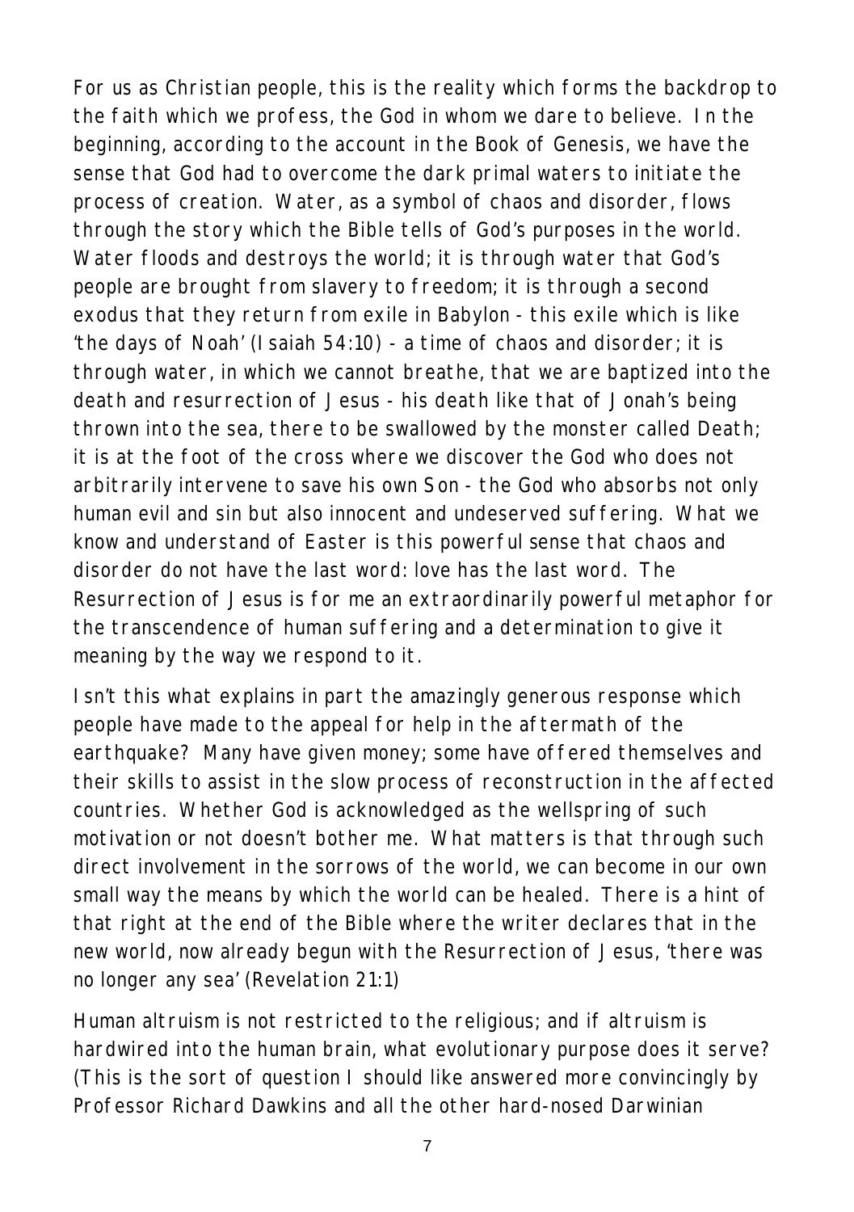For us as Christian people, this is the reality which forms the backdrop to the faith which we profess, the God in whom we dare to believe. In the beginning, according to the account in the Book of Genesis, we have the sense that God had to overcome the dark primal waters to initiate the process of creation. Water, as a symbol of chaos and disorder, flows through the story which the Bible tells of God's purposes in the world. Water floods and destroys the world; it is through water that God's people are brought from slavery to freedom; it is through a second exodus that they return from exile in Babylon - this exile which is like 'the days of Noah' (Isaiah 54:10) - a time of chaos and disorder; it is through water, in which we cannot breathe, that we are baptized into the death and resurrection of Jesus - his death like that of Jonah's being thrown into the sea, there to be swallowed by the monster called Death; it is at the foot of the cross where we discover the God who does not arbitrarily intervene to save his own Son - the God who absorbs not only human evil and sin but also innocent and undeserved suffering. What we know and understand of Easter is this powerful sense that chaos and disorder do not have the last word: love has the last word. The Resurrection of Jesus is for me an extraordinarily powerful metaphor for the transcendence of human suffering and a determination to give it meaning by the way we respond to it.

Isn't this what explains in part the amazingly generous response which people have made to the appeal for help in the aftermath of the earthquake? Many have given money; some have offered themselves and their skills to assist in the slow process of reconstruction in the affected countries. Whether God is acknowledged as the wellspring of such motivation or not doesn't bother me. What matters is that through such direct involvement in the sorrows of the world, we can become in our own small way the means by which the world can be healed. There is a hint of that right at the end of the Bible where the writer declares that in the new world, now already begun with the Resurrection of Jesus, 'there was no longer any sea' (Revelation 21:1)

Human altruism is not restricted to the religious; and if altruism is hardwired into the human brain, what evolutionary purpose does it serve? (This is the sort of question I should like answered more convincingly by Professor Richard Dawkins and all the other hard-nosed Darwinian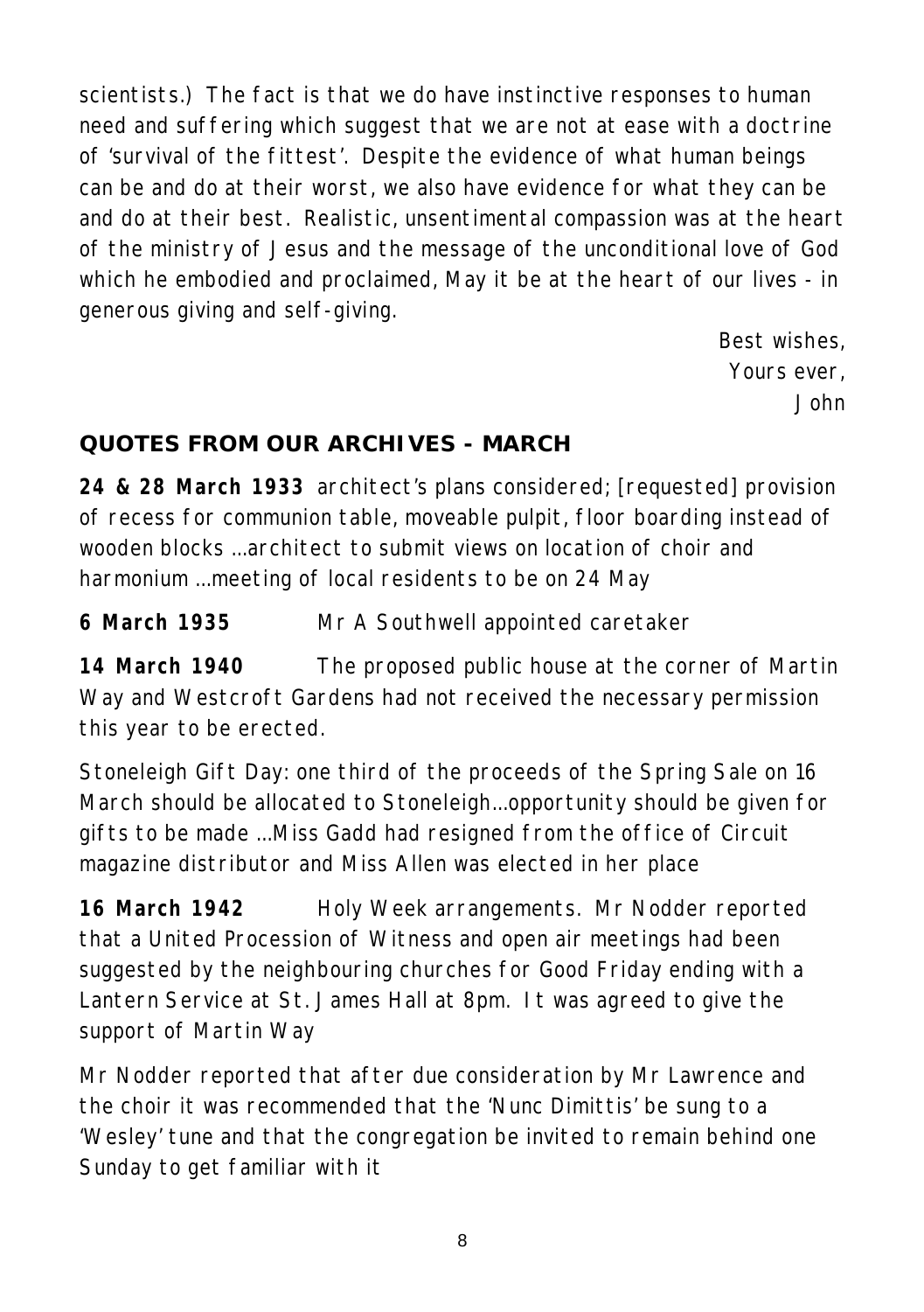scientists.) The fact is that we do have instinctive responses to human need and suffering which suggest that we are not at ease with a doctrine of 'survival of the fittest'. Despite the evidence of what human beings can be and do at their worst, we also have evidence for what they can be and do at their best. Realistic, unsentimental compassion was at the heart of the ministry of Jesus and the message of the unconditional love of God which he embodied and proclaimed, May it be at the heart of our lives - in generous giving and self-giving.

Best wishes,
Yours ever,
John

## QUOTES FROM OUR ARCHIVES - MARCH

**24 & 28 March 1933** architect's plans considered; [requested] provision of recess for communion table, moveable pulpit, floor boarding instead of wooden blocks …architect to submit views on location of choir and harmonium …meeting of local residents to be on 24 May

**6 March 1935** Mr A Southwell appointed caretaker

**14 March 1940** The proposed public house at the corner of Martin Way and Westcroft Gardens had not received the necessary permission this year to be erected.

Stoneleigh Gift Day: one third of the proceeds of the Spring Sale on 16 March should be allocated to Stoneleigh…opportunity should be given for gifts to be made …Miss Gadd had resigned from the office of Circuit magazine distributor and Miss Allen was elected in her place

**16 March 1942** Holy Week arrangements. Mr Nodder reported that a United Procession of Witness and open air meetings had been suggested by the neighbouring churches for Good Friday ending with a Lantern Service at St. James Hall at 8pm. It was agreed to give the support of Martin Way

Mr Nodder reported that after due consideration by Mr Lawrence and the choir it was recommended that the 'Nunc Dimittis' be sung to a 'Wesley' tune and that the congregation be invited to remain behind one Sunday to get familiar with it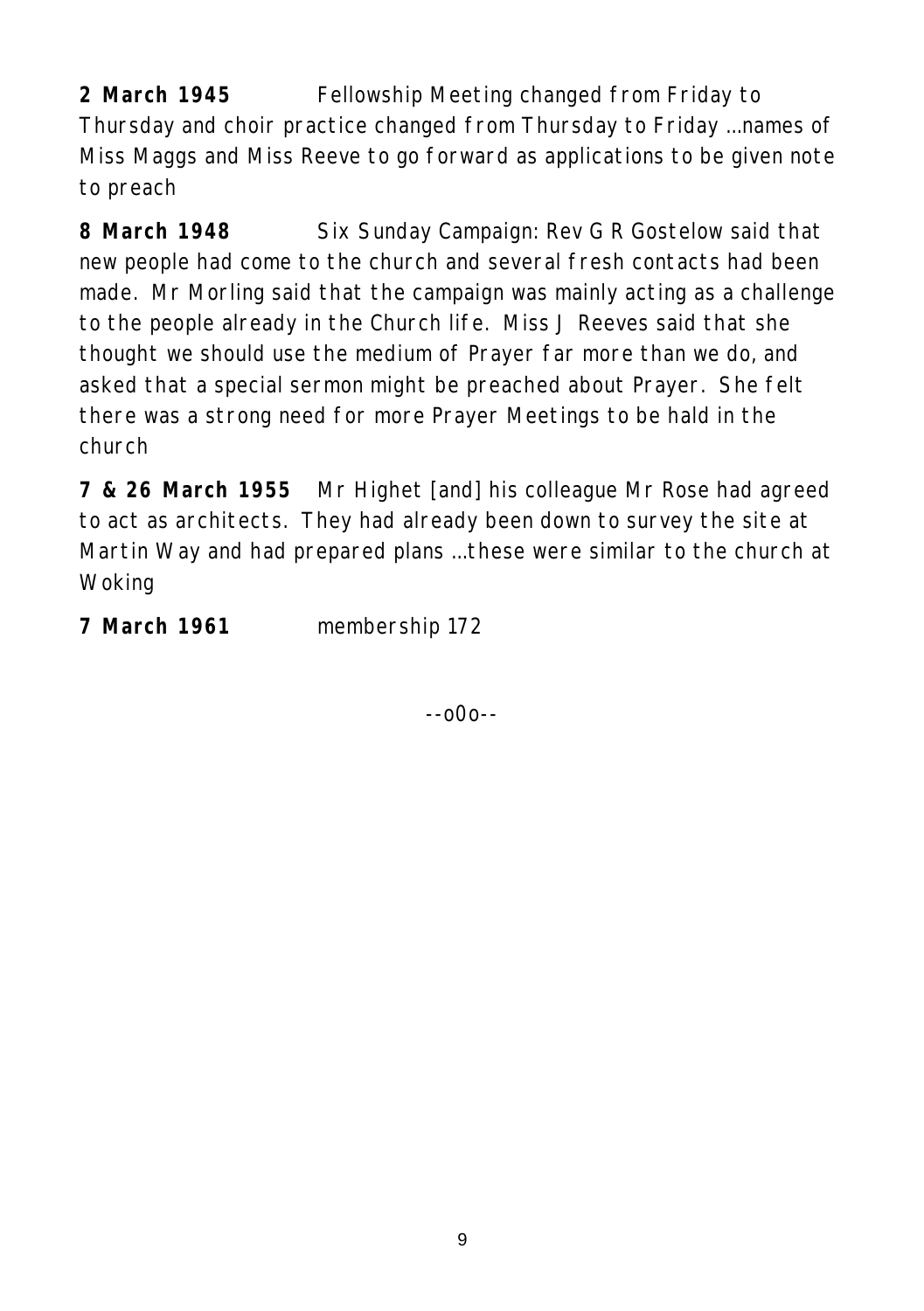**2 March 1945** Fellowship Meeting changed from Friday to Thursday and choir practice changed from Thursday to Friday …names of Miss Maggs and Miss Reeve to go forward as applications to be given note to preach

**8 March 1948** Six Sunday Campaign: Rev G R Gostelow said that new people had come to the church and several fresh contacts had been made. Mr Morling said that the campaign was mainly acting as a challenge to the people already in the Church life. Miss J Reeves said that she thought we should use the medium of Prayer far more than we do, and asked that a special sermon might be preached about Prayer. She felt there was a strong need for more Prayer Meetings to be hald in the church

**7 & 26 March 1955** Mr Highet [and] his colleague Mr Rose had agreed to act as architects. They had already been down to survey the site at Martin Way and had prepared plans …these were similar to the church at Woking

**7 March 1961** membership 172

--o0o--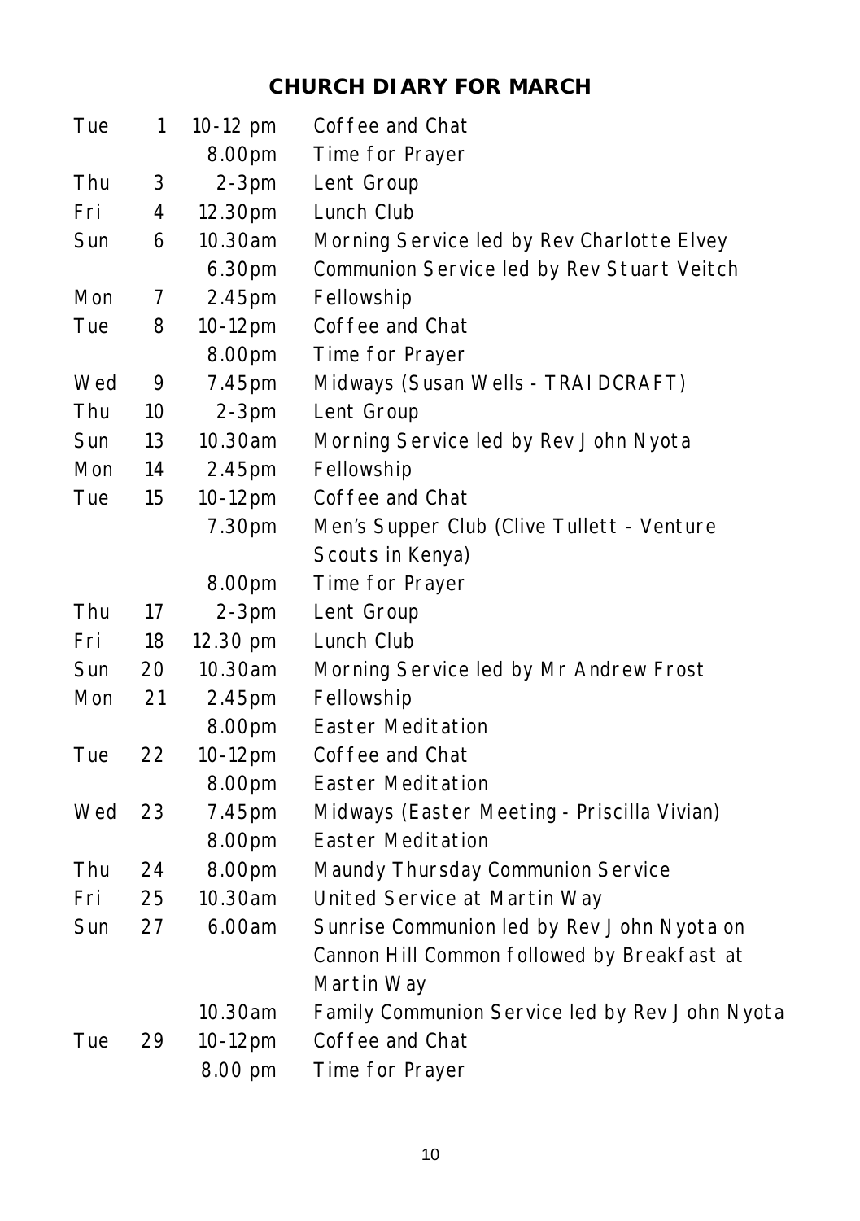**CHURCH DIARY FOR MARCH**

| | | | |
|---|---|---|---|
| Tue | 1 | 10-12 pm | Coffee and Chat |
| | | 8.00pm | Time for Prayer |
| Thu | 3 | 2-3pm | Lent Group |
| Fri | 4 | 12.30pm | Lunch Club |
| Sun | 6 | 10.30am | Morning Service led by Rev Charlotte Elvey |
| | | 6.30pm | Communion Service led by Rev Stuart Veitch |
| Mon | 7 | 2.45pm | Fellowship |
| Tue | 8 | 10-12pm | Coffee and Chat |
| | | 8.00pm | Time for Prayer |
| Wed | 9 | 7.45pm | Midways (Susan Wells - TRAIDCRAFT) |
| Thu | 10 | 2-3pm | Lent Group |
| Sun | 13 | 10.30am | Morning Service led by Rev John Nyota |
| Mon | 14 | 2.45pm | Fellowship |
| Tue | 15 | 10-12pm | Coffee and Chat |
| | | 7.30pm | Men's Supper Club (Clive Tullett - Venture Scouts in Kenya) |
| | | 8.00pm | Time for Prayer |
| Thu | 17 | 2-3pm | Lent Group |
| Fri | 18 | 12.30 pm | Lunch Club |
| Sun | 20 | 10.30am | Morning Service led by Mr Andrew Frost |
| Mon | 21 | 2.45pm | Fellowship |
| | | 8.00pm | Easter Meditation |
| Tue | 22 | 10-12pm | Coffee and Chat |
| | | 8.00pm | Easter Meditation |
| Wed | 23 | 7.45pm | Midways (Easter Meeting - Priscilla Vivian) |
| | | 8.00pm | Easter Meditation |
| Thu | 24 | 8.00pm | Maundy Thursday Communion Service |
| Fri | 25 | 10.30am | United Service at Martin Way |
| Sun | 27 | 6.00am | Sunrise Communion led by Rev John Nyota on Cannon Hill Common followed by Breakfast at Martin Way |
| | | 10.30am | Family Communion Service led by Rev John Nyota |
| Tue | 29 | 10-12pm | Coffee and Chat |
| | | 8.00 pm | Time for Prayer |